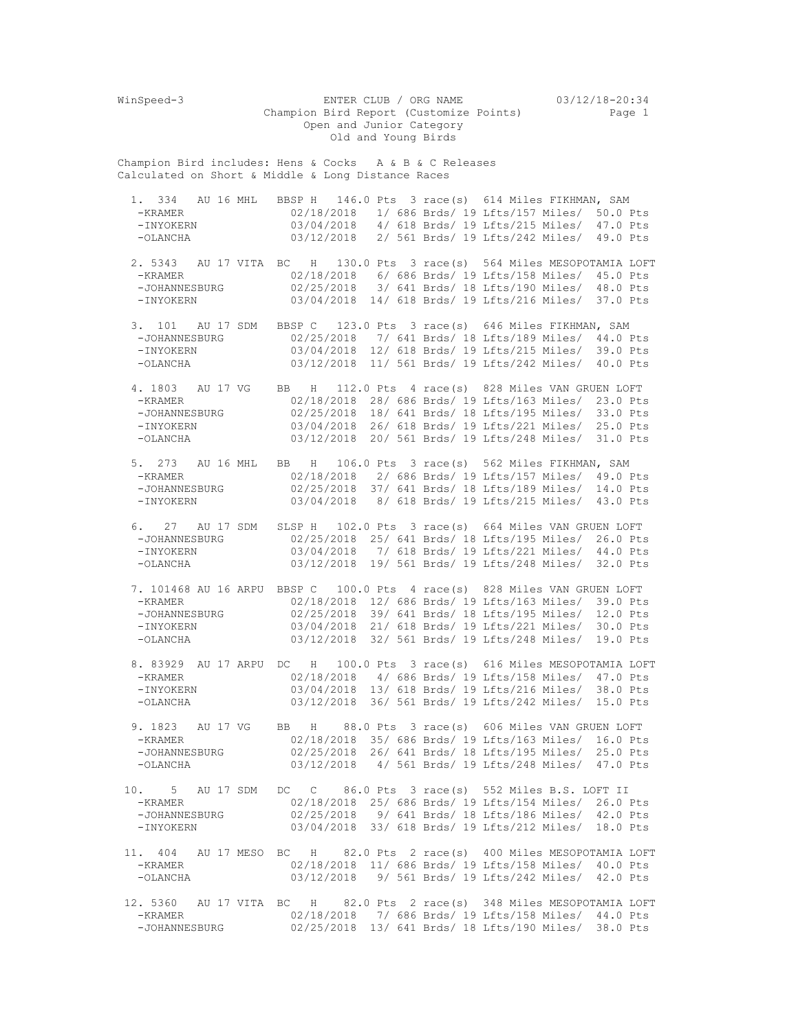WinSpeed-3 ENTER CLUB / ORG NAME 03/12/18-20:34

Champion Bird Report (Customize Points)

Open and Junior Category

Old and Young Birds

Champion Bird includes: Hens & Cocks A & B & C Releases
Calculated on Short & Middle & Long Distance Races

```
  1. 334   AU 16 MHL   BBSP H   146.0 Pts  3 race(s)  614 Miles FIKHMAN, SAM
   -KRAMER              02/18/2018   1/ 686 Brds/ 19 Lfts/157 Miles/  50.0 Pts
   -INYOKERN            03/04/2018   4/ 618 Brds/ 19 Lfts/215 Miles/  47.0 Pts
   -OLANCHA             03/12/2018   2/ 561 Brds/ 19 Lfts/242 Miles/  49.0 Pts

  2. 5343  AU 17 VITA  BC   H   130.0 Pts  3 race(s)  564 Miles MESOPOTAMIA LOFT
   -KRAMER              02/18/2018   6/ 686 Brds/ 19 Lfts/158 Miles/  45.0 Pts
   -JOHANNESBURG        02/25/2018   3/ 641 Brds/ 18 Lfts/190 Miles/  48.0 Pts
   -INYOKERN            03/04/2018  14/ 618 Brds/ 19 Lfts/216 Miles/  37.0 Pts

  3. 101   AU 17 SDM   BBSP C   123.0 Pts  3 race(s)  646 Miles FIKHMAN, SAM
   -JOHANNESBURG        02/25/2018   7/ 641 Brds/ 18 Lfts/189 Miles/  44.0 Pts
   -INYOKERN            03/04/2018  12/ 618 Brds/ 19 Lfts/215 Miles/  39.0 Pts
   -OLANCHA             03/12/2018  11/ 561 Brds/ 19 Lfts/242 Miles/  40.0 Pts

  4. 1803  AU 17 VG    BB   H   112.0 Pts  4 race(s)  828 Miles VAN GRUEN LOFT
   -KRAMER              02/18/2018  28/ 686 Brds/ 19 Lfts/163 Miles/  23.0 Pts
   -JOHANNESBURG        02/25/2018  18/ 641 Brds/ 18 Lfts/195 Miles/  33.0 Pts
   -INYOKERN            03/04/2018  26/ 618 Brds/ 19 Lfts/221 Miles/  25.0 Pts
   -OLANCHA             03/12/2018  20/ 561 Brds/ 19 Lfts/248 Miles/  31.0 Pts

  5. 273   AU 16 MHL   BB   H   106.0 Pts  3 race(s)  562 Miles FIKHMAN, SAM
   -KRAMER              02/18/2018   2/ 686 Brds/ 19 Lfts/157 Miles/  49.0 Pts
   -JOHANNESBURG        02/25/2018  37/ 641 Brds/ 18 Lfts/189 Miles/  14.0 Pts
   -INYOKERN            03/04/2018   8/ 618 Brds/ 19 Lfts/215 Miles/  43.0 Pts

  6.  27   AU 17 SDM   SLSP H   102.0 Pts  3 race(s)  664 Miles VAN GRUEN LOFT
   -JOHANNESBURG        02/25/2018  25/ 641 Brds/ 18 Lfts/195 Miles/  26.0 Pts
   -INYOKERN            03/04/2018   7/ 618 Brds/ 19 Lfts/221 Miles/  44.0 Pts
   -OLANCHA             03/12/2018  19/ 561 Brds/ 19 Lfts/248 Miles/  32.0 Pts

  7. 101468 AU 16 ARPU  BBSP C   100.0 Pts  4 race(s)  828 Miles VAN GRUEN LOFT
   -KRAMER              02/18/2018  12/ 686 Brds/ 19 Lfts/163 Miles/  39.0 Pts
   -JOHANNESBURG        02/25/2018  39/ 641 Brds/ 18 Lfts/195 Miles/  12.0 Pts
   -INYOKERN            03/04/2018  21/ 618 Brds/ 19 Lfts/221 Miles/  30.0 Pts
   -OLANCHA             03/12/2018  32/ 561 Brds/ 19 Lfts/248 Miles/  19.0 Pts

  8. 83929  AU 17 ARPU  DC   H   100.0 Pts  3 race(s)  616 Miles MESOPOTAMIA LOFT
   -KRAMER              02/18/2018   4/ 686 Brds/ 19 Lfts/158 Miles/  47.0 Pts
   -INYOKERN            03/04/2018  13/ 618 Brds/ 19 Lfts/216 Miles/  38.0 Pts
   -OLANCHA             03/12/2018  36/ 561 Brds/ 19 Lfts/242 Miles/  15.0 Pts

  9. 1823  AU 17 VG    BB   H    88.0 Pts  3 race(s)  606 Miles VAN GRUEN LOFT
   -KRAMER              02/18/2018  35/ 686 Brds/ 19 Lfts/163 Miles/  16.0 Pts
   -JOHANNESBURG        02/25/2018  26/ 641 Brds/ 18 Lfts/195 Miles/  25.0 Pts
   -OLANCHA             03/12/2018   4/ 561 Brds/ 19 Lfts/248 Miles/  47.0 Pts

 10.    5  AU 17 SDM   DC   C    86.0 Pts  3 race(s)  552 Miles B.S. LOFT II
   -KRAMER              02/18/2018  25/ 686 Brds/ 19 Lfts/154 Miles/  26.0 Pts
   -JOHANNESBURG        02/25/2018   9/ 641 Brds/ 18 Lfts/186 Miles/  42.0 Pts
   -INYOKERN            03/04/2018  33/ 618 Brds/ 19 Lfts/212 Miles/  18.0 Pts

 11. 404   AU 17 MESO  BC   H    82.0 Pts  2 race(s)  400 Miles MESOPOTAMIA LOFT
   -KRAMER              02/18/2018  11/ 686 Brds/ 19 Lfts/158 Miles/  40.0 Pts
   -OLANCHA             03/12/2018   9/ 561 Brds/ 19 Lfts/242 Miles/  42.0 Pts

 12. 5360  AU 17 VITA  BC   H    82.0 Pts  2 race(s)  348 Miles MESOPOTAMIA LOFT
   -KRAMER              02/18/2018   7/ 686 Brds/ 19 Lfts/158 Miles/  44.0 Pts
   -JOHANNESBURG        02/25/2018  13/ 641 Brds/ 18 Lfts/190 Miles/  38.0 Pts
```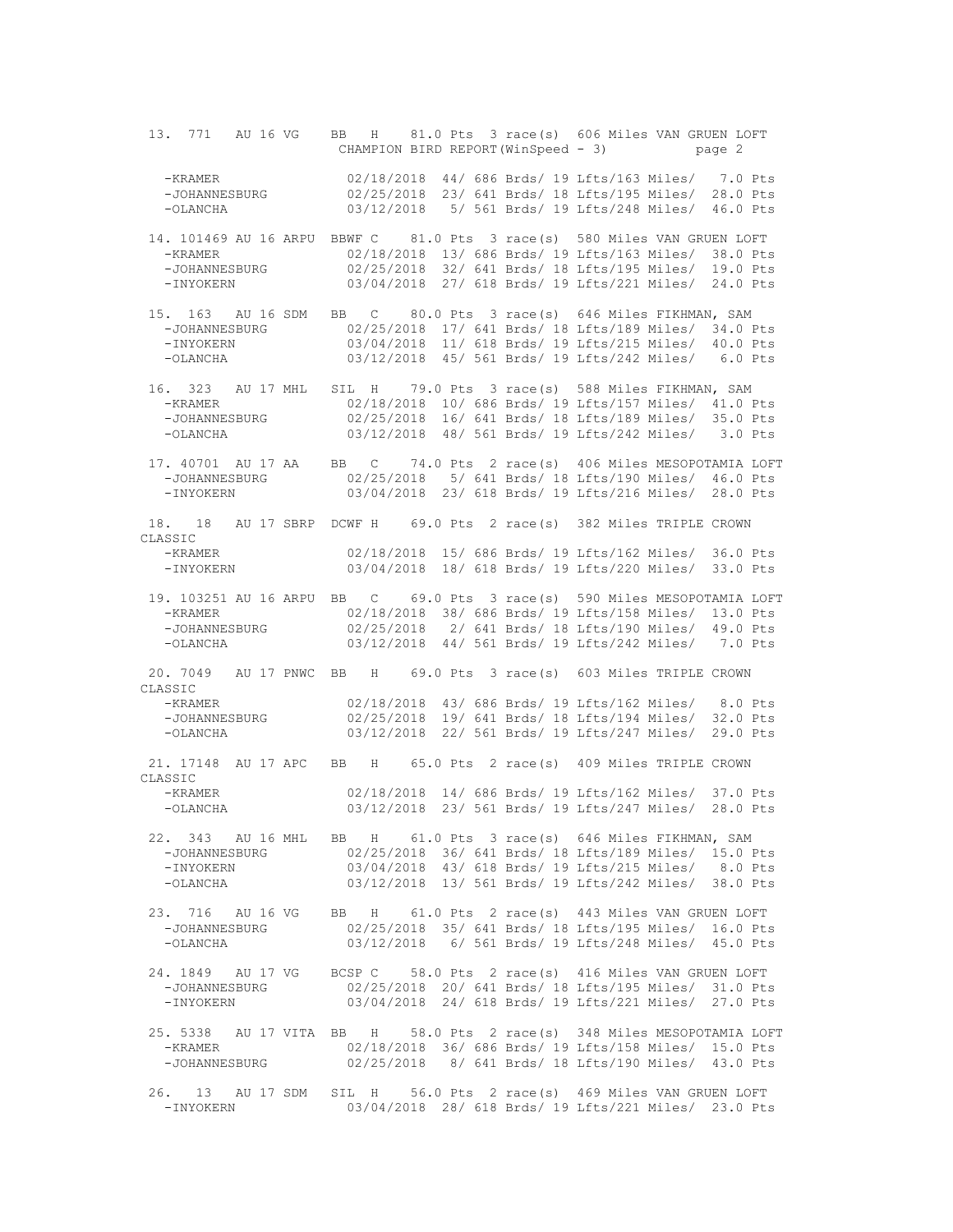13. 771 AU 16 VG BB H 81.0 Pts 3 race(s) 606 Miles VAN GRUEN LOFT

CHAMPION BIRD REPORT(WinSpeed - 3)

```
   -KRAMER              02/18/2018  44/ 686 Brds/ 19 Lfts/163 Miles/   7.0 Pts
   -JOHANNESBURG        02/25/2018  23/ 641 Brds/ 18 Lfts/195 Miles/  28.0 Pts
   -OLANCHA             03/12/2018   5/ 561 Brds/ 19 Lfts/248 Miles/  46.0 Pts

 14. 101469 AU 16 ARPU  BBWF C    81.0 Pts  3 race(s)  580 Miles VAN GRUEN LOFT
   -KRAMER              02/18/2018  13/ 686 Brds/ 19 Lfts/163 Miles/  38.0 Pts
   -JOHANNESBURG        02/25/2018  32/ 641 Brds/ 18 Lfts/195 Miles/  19.0 Pts
   -INYOKERN            03/04/2018  27/ 618 Brds/ 19 Lfts/221 Miles/  24.0 Pts

 15. 163   AU 16 SDM   BB   C    80.0 Pts  3 race(s)  646 Miles FIKHMAN, SAM
   -JOHANNESBURG        02/25/2018  17/ 641 Brds/ 18 Lfts/189 Miles/  34.0 Pts
   -INYOKERN            03/04/2018  11/ 618 Brds/ 19 Lfts/215 Miles/  40.0 Pts
   -OLANCHA             03/12/2018  45/ 561 Brds/ 19 Lfts/242 Miles/   6.0 Pts

 16. 323   AU 17 MHL   SIL  H    79.0 Pts  3 race(s)  588 Miles FIKHMAN, SAM
   -KRAMER              02/18/2018  10/ 686 Brds/ 19 Lfts/157 Miles/  41.0 Pts
   -JOHANNESBURG        02/25/2018  16/ 641 Brds/ 18 Lfts/189 Miles/  35.0 Pts
   -OLANCHA             03/12/2018  48/ 561 Brds/ 19 Lfts/242 Miles/   3.0 Pts

 17. 40701  AU 17 AA    BB   C    74.0 Pts  2 race(s)  406 Miles MESOPOTAMIA LOFT
   -JOHANNESBURG        02/25/2018   5/ 641 Brds/ 18 Lfts/190 Miles/  46.0 Pts
   -INYOKERN            03/04/2018  23/ 618 Brds/ 19 Lfts/216 Miles/  28.0 Pts

 18.  18   AU 17 SBRP  DCWF H    69.0 Pts  2 race(s)  382 Miles TRIPLE CROWN
CLASSIC
   -KRAMER              02/18/2018  15/ 686 Brds/ 19 Lfts/162 Miles/  36.0 Pts
   -INYOKERN            03/04/2018  18/ 618 Brds/ 19 Lfts/220 Miles/  33.0 Pts

 19. 103251 AU 16 ARPU  BB   C    69.0 Pts  3 race(s)  590 Miles MESOPOTAMIA LOFT
   -KRAMER              02/18/2018  38/ 686 Brds/ 19 Lfts/158 Miles/  13.0 Pts
   -JOHANNESBURG        02/25/2018   2/ 641 Brds/ 18 Lfts/190 Miles/  49.0 Pts
   -OLANCHA             03/12/2018  44/ 561 Brds/ 19 Lfts/242 Miles/   7.0 Pts

 20. 7049   AU 17 PNWC  BB   H    69.0 Pts  3 race(s)  603 Miles TRIPLE CROWN
CLASSIC
   -KRAMER              02/18/2018  43/ 686 Brds/ 19 Lfts/162 Miles/   8.0 Pts
   -JOHANNESBURG        02/25/2018  19/ 641 Brds/ 18 Lfts/194 Miles/  32.0 Pts
   -OLANCHA             03/12/2018  22/ 561 Brds/ 19 Lfts/247 Miles/  29.0 Pts

 21. 17148  AU 17 APC   BB   H    65.0 Pts  2 race(s)  409 Miles TRIPLE CROWN
CLASSIC
   -KRAMER              02/18/2018  14/ 686 Brds/ 19 Lfts/162 Miles/  37.0 Pts
   -OLANCHA             03/12/2018  23/ 561 Brds/ 19 Lfts/247 Miles/  28.0 Pts

 22. 343   AU 16 MHL   BB   H    61.0 Pts  3 race(s)  646 Miles FIKHMAN, SAM
   -JOHANNESBURG        02/25/2018  36/ 641 Brds/ 18 Lfts/189 Miles/  15.0 Pts
   -INYOKERN            03/04/2018  43/ 618 Brds/ 19 Lfts/215 Miles/   8.0 Pts
   -OLANCHA             03/12/2018  13/ 561 Brds/ 19 Lfts/242 Miles/  38.0 Pts

 23. 716   AU 16 VG    BB   H    61.0 Pts  2 race(s)  443 Miles VAN GRUEN LOFT
   -JOHANNESBURG        02/25/2018  35/ 641 Brds/ 18 Lfts/195 Miles/  16.0 Pts
   -OLANCHA             03/12/2018   6/ 561 Brds/ 19 Lfts/248 Miles/  45.0 Pts

 24. 1849   AU 17 VG    BCSP C    58.0 Pts  2 race(s)  416 Miles VAN GRUEN LOFT
   -JOHANNESBURG        02/25/2018  20/ 641 Brds/ 18 Lfts/195 Miles/  31.0 Pts
   -INYOKERN            03/04/2018  24/ 618 Brds/ 19 Lfts/221 Miles/  27.0 Pts

 25. 5338   AU 17 VITA  BB   H    58.0 Pts  2 race(s)  348 Miles MESOPOTAMIA LOFT
   -KRAMER              02/18/2018  36/ 686 Brds/ 19 Lfts/158 Miles/  15.0 Pts
   -JOHANNESBURG        02/25/2018   8/ 641 Brds/ 18 Lfts/190 Miles/  43.0 Pts

 26.  13   AU 17 SDM   SIL  H    56.0 Pts  2 race(s)  469 Miles VAN GRUEN LOFT
   -INYOKERN            03/04/2018  28/ 618 Brds/ 19 Lfts/221 Miles/  23.0 Pts
```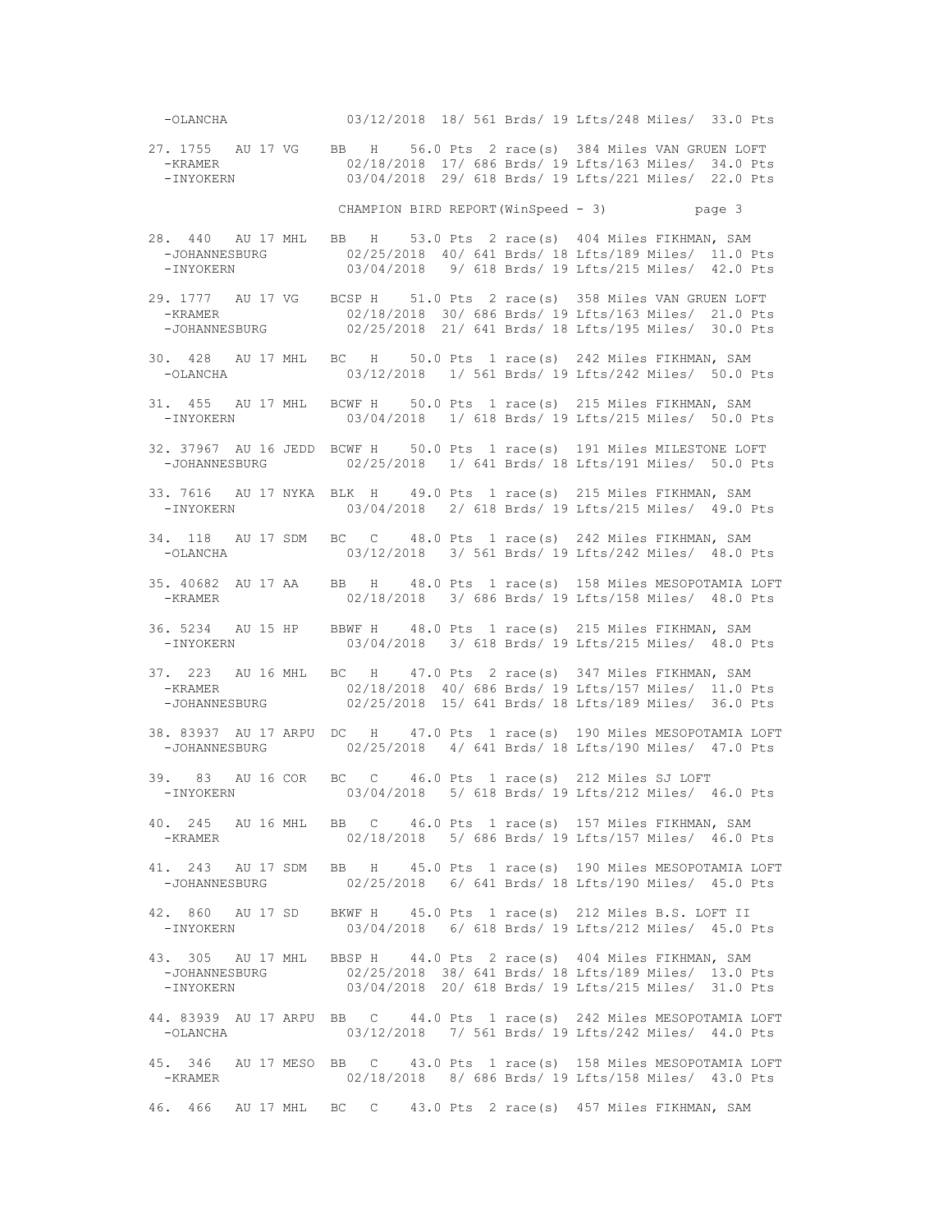```
  -OLANCHA             03/12/2018  18/ 561 Brds/ 19 Lfts/248 Miles/  33.0 Pts

27. 1755   AU 17 VG    BB   H    56.0 Pts  2 race(s)  384 Miles VAN GRUEN LOFT
  -KRAMER              02/18/2018  17/ 686 Brds/ 19 Lfts/163 Miles/  34.0 Pts
  -INYOKERN            03/04/2018  29/ 618 Brds/ 19 Lfts/221 Miles/  22.0 Pts
```

CHAMPION BIRD REPORT(WinSpeed - 3)

```
28. 440   AU 17 MHL   BB   H    53.0 Pts  2 race(s)  404 Miles FIKHMAN, SAM
  -JOHANNESBURG        02/25/2018  40/ 641 Brds/ 18 Lfts/189 Miles/  11.0 Pts
  -INYOKERN            03/04/2018   9/ 618 Brds/ 19 Lfts/215 Miles/  42.0 Pts

29. 1777   AU 17 VG    BCSP H    51.0 Pts  2 race(s)  358 Miles VAN GRUEN LOFT
  -KRAMER              02/18/2018  30/ 686 Brds/ 19 Lfts/163 Miles/  21.0 Pts
  -JOHANNESBURG        02/25/2018  21/ 641 Brds/ 18 Lfts/195 Miles/  30.0 Pts

30. 428   AU 17 MHL   BC   H    50.0 Pts  1 race(s)  242 Miles FIKHMAN, SAM
  -OLANCHA             03/12/2018   1/ 561 Brds/ 19 Lfts/242 Miles/  50.0 Pts

31. 455   AU 17 MHL   BCWF H    50.0 Pts  1 race(s)  215 Miles FIKHMAN, SAM
  -INYOKERN            03/04/2018   1/ 618 Brds/ 19 Lfts/215 Miles/  50.0 Pts

32. 37967  AU 16 JEDD  BCWF H    50.0 Pts  1 race(s)  191 Miles MILESTONE LOFT
  -JOHANNESBURG        02/25/2018   1/ 641 Brds/ 18 Lfts/191 Miles/  50.0 Pts

33. 7616   AU 17 NYKA  BLK  H    49.0 Pts  1 race(s)  215 Miles FIKHMAN, SAM
  -INYOKERN            03/04/2018   2/ 618 Brds/ 19 Lfts/215 Miles/  49.0 Pts

34. 118   AU 17 SDM   BC   C    48.0 Pts  1 race(s)  242 Miles FIKHMAN, SAM
  -OLANCHA             03/12/2018   3/ 561 Brds/ 19 Lfts/242 Miles/  48.0 Pts

35. 40682  AU 17 AA    BB   H    48.0 Pts  1 race(s)  158 Miles MESOPOTAMIA LOFT
  -KRAMER              02/18/2018   3/ 686 Brds/ 19 Lfts/158 Miles/  48.0 Pts

36. 5234   AU 15 HP    BBWF H    48.0 Pts  1 race(s)  215 Miles FIKHMAN, SAM
  -INYOKERN            03/04/2018   3/ 618 Brds/ 19 Lfts/215 Miles/  48.0 Pts

37. 223   AU 16 MHL   BC   H    47.0 Pts  2 race(s)  347 Miles FIKHMAN, SAM
  -KRAMER              02/18/2018  40/ 686 Brds/ 19 Lfts/157 Miles/  11.0 Pts
  -JOHANNESBURG        02/25/2018  15/ 641 Brds/ 18 Lfts/189 Miles/  36.0 Pts

38. 83937  AU 17 ARPU  DC   H    47.0 Pts  1 race(s)  190 Miles MESOPOTAMIA LOFT
  -JOHANNESBURG        02/25/2018   4/ 641 Brds/ 18 Lfts/190 Miles/  47.0 Pts

39.  83   AU 16 COR   BC   C    46.0 Pts  1 race(s)  212 Miles SJ LOFT
  -INYOKERN            03/04/2018   5/ 618 Brds/ 19 Lfts/212 Miles/  46.0 Pts

40. 245   AU 16 MHL   BB   C    46.0 Pts  1 race(s)  157 Miles FIKHMAN, SAM
  -KRAMER              02/18/2018   5/ 686 Brds/ 19 Lfts/157 Miles/  46.0 Pts

41. 243   AU 17 SDM   BB   H    45.0 Pts  1 race(s)  190 Miles MESOPOTAMIA LOFT
  -JOHANNESBURG        02/25/2018   6/ 641 Brds/ 18 Lfts/190 Miles/  45.0 Pts

42. 860   AU 17 SD    BKWF H    45.0 Pts  1 race(s)  212 Miles B.S. LOFT II
  -INYOKERN            03/04/2018   6/ 618 Brds/ 19 Lfts/212 Miles/  45.0 Pts

43. 305   AU 17 MHL   BBSP H    44.0 Pts  2 race(s)  404 Miles FIKHMAN, SAM
  -JOHANNESBURG        02/25/2018  38/ 641 Brds/ 18 Lfts/189 Miles/  13.0 Pts
  -INYOKERN            03/04/2018  20/ 618 Brds/ 19 Lfts/215 Miles/  31.0 Pts

44. 83939  AU 17 ARPU  BB   C    44.0 Pts  1 race(s)  242 Miles MESOPOTAMIA LOFT
  -OLANCHA             03/12/2018   7/ 561 Brds/ 19 Lfts/242 Miles/  44.0 Pts

45. 346   AU 17 MESO  BB   C    43.0 Pts  1 race(s)  158 Miles MESOPOTAMIA LOFT
  -KRAMER              02/18/2018   8/ 686 Brds/ 19 Lfts/158 Miles/  43.0 Pts

46. 466   AU 17 MHL   BC   C    43.0 Pts  2 race(s)  457 Miles FIKHMAN, SAM
```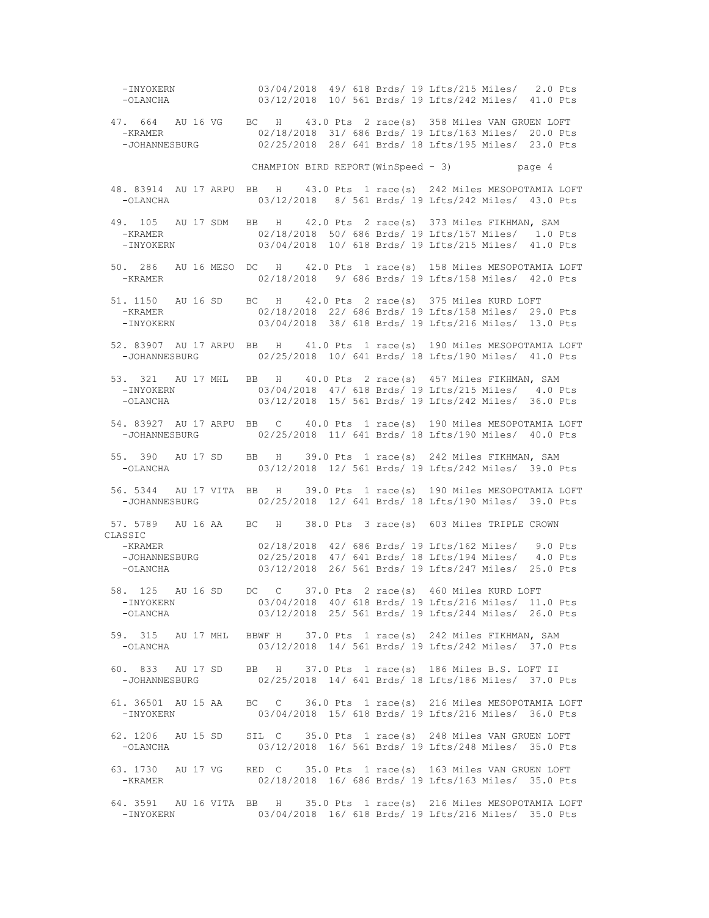```
  -INYOKERN            03/04/2018  49/ 618 Brds/ 19 Lfts/215 Miles/   2.0 Pts
  -OLANCHA             03/12/2018  10/ 561 Brds/ 19 Lfts/242 Miles/  41.0 Pts

 47. 664   AU 16 VG    BC  H    43.0 Pts  2 race(s)  358 Miles VAN GRUEN LOFT
  -KRAMER              02/18/2018  31/ 686 Brds/ 19 Lfts/163 Miles/  20.0 Pts
  -JOHANNESBURG        02/25/2018  28/ 641 Brds/ 18 Lfts/195 Miles/  23.0 Pts
```

CHAMPION BIRD REPORT(WinSpeed - 3)

```
 48. 83914  AU 17 ARPU  BB   H    43.0 Pts  1 race(s)  242 Miles MESOPOTAMIA LOFT
  -OLANCHA             03/12/2018   8/ 561 Brds/ 19 Lfts/242 Miles/  43.0 Pts

 49. 105   AU 17 SDM   BB   H    42.0 Pts  2 race(s)  373 Miles FIKHMAN, SAM
  -KRAMER              02/18/2018  50/ 686 Brds/ 19 Lfts/157 Miles/   1.0 Pts
  -INYOKERN            03/04/2018  10/ 618 Brds/ 19 Lfts/215 Miles/  41.0 Pts

 50. 286   AU 16 MESO  DC   H    42.0 Pts  1 race(s)  158 Miles MESOPOTAMIA LOFT
  -KRAMER              02/18/2018   9/ 686 Brds/ 19 Lfts/158 Miles/  42.0 Pts

 51. 1150  AU 16 SD    BC   H    42.0 Pts  2 race(s)  375 Miles KURD LOFT
  -KRAMER              02/18/2018  22/ 686 Brds/ 19 Lfts/158 Miles/  29.0 Pts
  -INYOKERN            03/04/2018  38/ 618 Brds/ 19 Lfts/216 Miles/  13.0 Pts

 52. 83907  AU 17 ARPU  BB   H    41.0 Pts  1 race(s)  190 Miles MESOPOTAMIA LOFT
  -JOHANNESBURG        02/25/2018  10/ 641 Brds/ 18 Lfts/190 Miles/  41.0 Pts

 53. 321   AU 17 MHL   BB   H    40.0 Pts  2 race(s)  457 Miles FIKHMAN, SAM
  -INYOKERN            03/04/2018  47/ 618 Brds/ 19 Lfts/215 Miles/   4.0 Pts
  -OLANCHA             03/12/2018  15/ 561 Brds/ 19 Lfts/242 Miles/  36.0 Pts

 54. 83927  AU 17 ARPU  BB   C    40.0 Pts  1 race(s)  190 Miles MESOPOTAMIA LOFT
  -JOHANNESBURG        02/25/2018  11/ 641 Brds/ 18 Lfts/190 Miles/  40.0 Pts

 55. 390   AU 17 SD    BB   H    39.0 Pts  1 race(s)  242 Miles FIKHMAN, SAM
  -OLANCHA             03/12/2018  12/ 561 Brds/ 19 Lfts/242 Miles/  39.0 Pts

 56. 5344  AU 17 VITA  BB   H    39.0 Pts  1 race(s)  190 Miles MESOPOTAMIA LOFT
  -JOHANNESBURG        02/25/2018  12/ 641 Brds/ 18 Lfts/190 Miles/  39.0 Pts

 57. 5789  AU 16 AA    BC   H    38.0 Pts  3 race(s)  603 Miles TRIPLE CROWN
CLASSIC
  -KRAMER              02/18/2018  42/ 686 Brds/ 19 Lfts/162 Miles/   9.0 Pts
  -JOHANNESBURG        02/25/2018  47/ 641 Brds/ 18 Lfts/194 Miles/   4.0 Pts
  -OLANCHA             03/12/2018  26/ 561 Brds/ 19 Lfts/247 Miles/  25.0 Pts

 58. 125   AU 16 SD    DC   C    37.0 Pts  2 race(s)  460 Miles KURD LOFT
  -INYOKERN            03/04/2018  40/ 618 Brds/ 19 Lfts/216 Miles/  11.0 Pts
  -OLANCHA             03/12/2018  25/ 561 Brds/ 19 Lfts/244 Miles/  26.0 Pts

 59. 315   AU 17 MHL   BBWF H    37.0 Pts  1 race(s)  242 Miles FIKHMAN, SAM
  -OLANCHA             03/12/2018  14/ 561 Brds/ 19 Lfts/242 Miles/  37.0 Pts

 60. 833   AU 17 SD    BB   H    37.0 Pts  1 race(s)  186 Miles B.S. LOFT II
  -JOHANNESBURG        02/25/2018  14/ 641 Brds/ 18 Lfts/186 Miles/  37.0 Pts

 61. 36501  AU 15 AA    BC   C    36.0 Pts  1 race(s)  216 Miles MESOPOTAMIA LOFT
  -INYOKERN            03/04/2018  15/ 618 Brds/ 19 Lfts/216 Miles/  36.0 Pts

 62. 1206  AU 15 SD    SIL  C    35.0 Pts  1 race(s)  248 Miles VAN GRUEN LOFT
  -OLANCHA             03/12/2018  16/ 561 Brds/ 19 Lfts/248 Miles/  35.0 Pts

 63. 1730  AU 17 VG    RED  C    35.0 Pts  1 race(s)  163 Miles VAN GRUEN LOFT
  -KRAMER              02/18/2018  16/ 686 Brds/ 19 Lfts/163 Miles/  35.0 Pts

 64. 3591  AU 16 VITA  BB   H    35.0 Pts  1 race(s)  216 Miles MESOPOTAMIA LOFT
  -INYOKERN            03/04/2018  16/ 618 Brds/ 19 Lfts/216 Miles/  35.0 Pts
```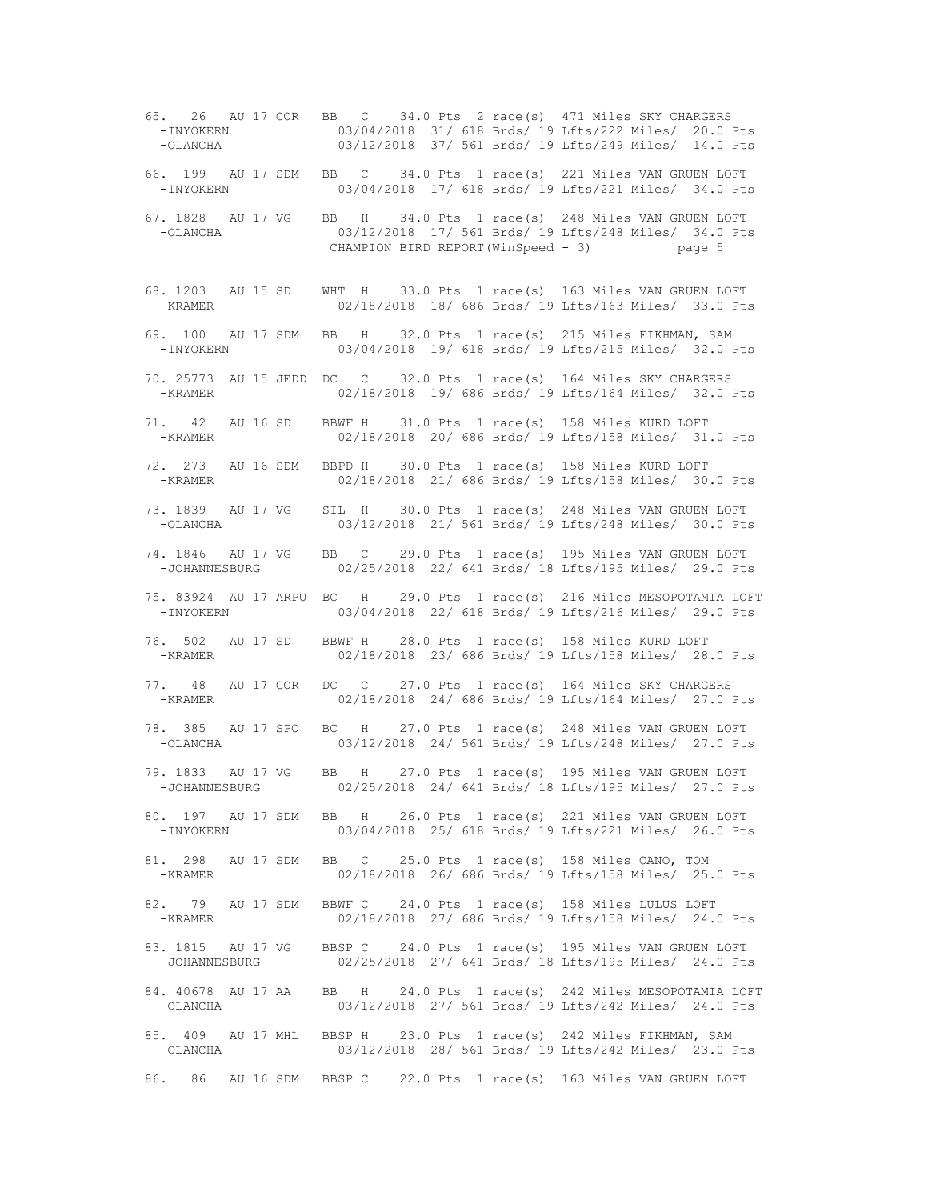```
65.  26   AU 17 COR   BB   C    34.0 Pts  2 race(s)  471 Miles SKY CHARGERS
  -INYOKERN              03/04/2018  31/ 618 Brds/ 19 Lfts/222 Miles/  20.0 Pts
  -OLANCHA               03/12/2018  37/ 561 Brds/ 19 Lfts/249 Miles/  14.0 Pts

66. 199   AU 17 SDM   BB   C    34.0 Pts  1 race(s)  221 Miles VAN GRUEN LOFT
  -INYOKERN              03/04/2018  17/ 618 Brds/ 19 Lfts/221 Miles/  34.0 Pts

67. 1828  AU 17 VG    BB   H    34.0 Pts  1 race(s)  248 Miles VAN GRUEN LOFT
  -OLANCHA               03/12/2018  17/ 561 Brds/ 19 Lfts/248 Miles/  34.0 Pts
                    CHAMPION BIRD REPORT(WinSpeed - 3)           page 5


68. 1203  AU 15 SD    WHT  H    33.0 Pts  1 race(s)  163 Miles VAN GRUEN LOFT
  -KRAMER                02/18/2018  18/ 686 Brds/ 19 Lfts/163 Miles/  33.0 Pts

69. 100   AU 17 SDM   BB   H    32.0 Pts  1 race(s)  215 Miles FIKHMAN, SAM
  -INYOKERN              03/04/2018  19/ 618 Brds/ 19 Lfts/215 Miles/  32.0 Pts

70. 25773 AU 15 JEDD  DC   C    32.0 Pts  1 race(s)  164 Miles SKY CHARGERS
  -KRAMER                02/18/2018  19/ 686 Brds/ 19 Lfts/164 Miles/  32.0 Pts

71.  42   AU 16 SD    BBWF H    31.0 Pts  1 race(s)  158 Miles KURD LOFT
  -KRAMER                02/18/2018  20/ 686 Brds/ 19 Lfts/158 Miles/  31.0 Pts

72. 273   AU 16 SDM   BBPD H    30.0 Pts  1 race(s)  158 Miles KURD LOFT
  -KRAMER                02/18/2018  21/ 686 Brds/ 19 Lfts/158 Miles/  30.0 Pts

73. 1839  AU 17 VG    SIL  H    30.0 Pts  1 race(s)  248 Miles VAN GRUEN LOFT
  -OLANCHA               03/12/2018  21/ 561 Brds/ 19 Lfts/248 Miles/  30.0 Pts

74. 1846  AU 17 VG    BB   C    29.0 Pts  1 race(s)  195 Miles VAN GRUEN LOFT
  -JOHANNESBURG          02/25/2018  22/ 641 Brds/ 18 Lfts/195 Miles/  29.0 Pts

75. 83924 AU 17 ARPU  BC   H    29.0 Pts  1 race(s)  216 Miles MESOPOTAMIA LOFT
  -INYOKERN              03/04/2018  22/ 618 Brds/ 19 Lfts/216 Miles/  29.0 Pts

76. 502   AU 17 SD    BBWF H    28.0 Pts  1 race(s)  158 Miles KURD LOFT
  -KRAMER                02/18/2018  23/ 686 Brds/ 19 Lfts/158 Miles/  28.0 Pts

77.  48   AU 17 COR   DC   C    27.0 Pts  1 race(s)  164 Miles SKY CHARGERS
  -KRAMER                02/18/2018  24/ 686 Brds/ 19 Lfts/164 Miles/  27.0 Pts

78. 385   AU 17 SPO   BC   H    27.0 Pts  1 race(s)  248 Miles VAN GRUEN LOFT
  -OLANCHA               03/12/2018  24/ 561 Brds/ 19 Lfts/248 Miles/  27.0 Pts

79. 1833  AU 17 VG    BB   H    27.0 Pts  1 race(s)  195 Miles VAN GRUEN LOFT
  -JOHANNESBURG          02/25/2018  24/ 641 Brds/ 18 Lfts/195 Miles/  27.0 Pts

80. 197   AU 17 SDM   BB   H    26.0 Pts  1 race(s)  221 Miles VAN GRUEN LOFT
  -INYOKERN              03/04/2018  25/ 618 Brds/ 19 Lfts/221 Miles/  26.0 Pts

81. 298   AU 17 SDM   BB   C    25.0 Pts  1 race(s)  158 Miles CANO, TOM
  -KRAMER                02/18/2018  26/ 686 Brds/ 19 Lfts/158 Miles/  25.0 Pts

82.  79   AU 17 SDM   BBWF C    24.0 Pts  1 race(s)  158 Miles LULUS LOFT
  -KRAMER                02/18/2018  27/ 686 Brds/ 19 Lfts/158 Miles/  24.0 Pts

83. 1815  AU 17 VG    BBSP C    24.0 Pts  1 race(s)  195 Miles VAN GRUEN LOFT
  -JOHANNESBURG          02/25/2018  27/ 641 Brds/ 18 Lfts/195 Miles/  24.0 Pts

84. 40678 AU 17 AA    BB   H    24.0 Pts  1 race(s)  242 Miles MESOPOTAMIA LOFT
  -OLANCHA               03/12/2018  27/ 561 Brds/ 19 Lfts/242 Miles/  24.0 Pts

85. 409   AU 17 MHL   BBSP H    23.0 Pts  1 race(s)  242 Miles FIKHMAN, SAM
  -OLANCHA               03/12/2018  28/ 561 Brds/ 19 Lfts/242 Miles/  23.0 Pts

86.  86   AU 16 SDM   BBSP C    22.0 Pts  1 race(s)  163 Miles VAN GRUEN LOFT
```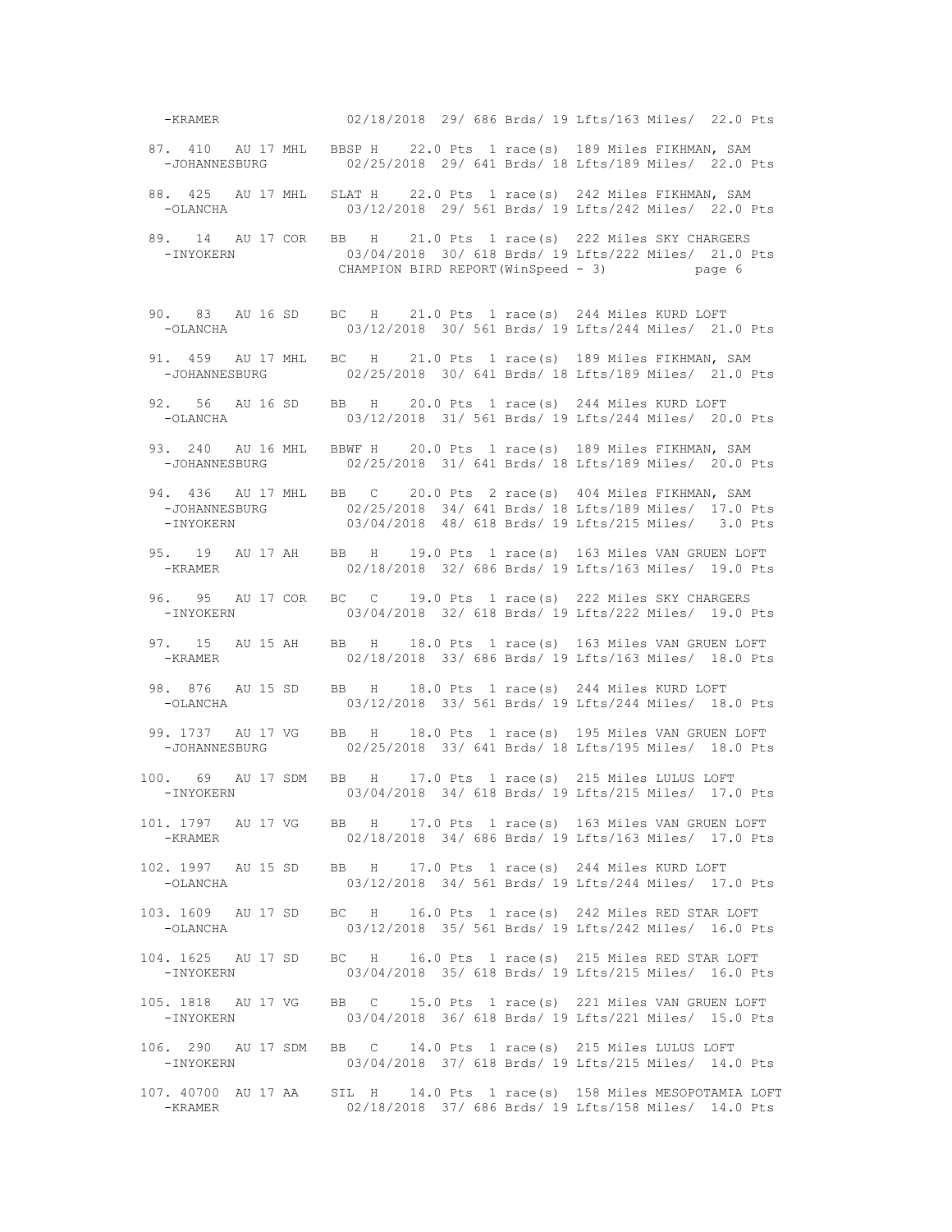```
  -KRAMER              02/18/2018  29/ 686 Brds/ 19 Lfts/163 Miles/  22.0 Pts

 87. 410   AU 17 MHL   BBSP H    22.0 Pts  1 race(s)  189 Miles FIKHMAN, SAM
   -JOHANNESBURG       02/25/2018  29/ 641 Brds/ 18 Lfts/189 Miles/  22.0 Pts

 88. 425   AU 17 MHL   SLAT H    22.0 Pts  1 race(s)  242 Miles FIKHMAN, SAM
   -OLANCHA            03/12/2018  29/ 561 Brds/ 19 Lfts/242 Miles/  22.0 Pts

 89.  14   AU 17 COR   BB   H    21.0 Pts  1 race(s)  222 Miles SKY CHARGERS
   -INYOKERN           03/04/2018  30/ 618 Brds/ 19 Lfts/222 Miles/  21.0 Pts
```

CHAMPION BIRD REPORT(WinSpeed - 3)

```
 90.  83   AU 16 SD    BC   H    21.0 Pts  1 race(s)  244 Miles KURD LOFT
   -OLANCHA            03/12/2018  30/ 561 Brds/ 19 Lfts/244 Miles/  21.0 Pts

 91. 459   AU 17 MHL   BC   H    21.0 Pts  1 race(s)  189 Miles FIKHMAN, SAM
   -JOHANNESBURG       02/25/2018  30/ 641 Brds/ 18 Lfts/189 Miles/  21.0 Pts

 92.  56   AU 16 SD    BB   H    20.0 Pts  1 race(s)  244 Miles KURD LOFT
   -OLANCHA            03/12/2018  31/ 561 Brds/ 19 Lfts/244 Miles/  20.0 Pts

 93. 240   AU 16 MHL   BBWF H    20.0 Pts  1 race(s)  189 Miles FIKHMAN, SAM
   -JOHANNESBURG       02/25/2018  31/ 641 Brds/ 18 Lfts/189 Miles/  20.0 Pts

 94. 436   AU 17 MHL   BB   C    20.0 Pts  2 race(s)  404 Miles FIKHMAN, SAM
   -JOHANNESBURG       02/25/2018  34/ 641 Brds/ 18 Lfts/189 Miles/  17.0 Pts
   -INYOKERN           03/04/2018  48/ 618 Brds/ 19 Lfts/215 Miles/   3.0 Pts

 95.  19   AU 17 AH    BB   H    19.0 Pts  1 race(s)  163 Miles VAN GRUEN LOFT
   -KRAMER             02/18/2018  32/ 686 Brds/ 19 Lfts/163 Miles/  19.0 Pts

 96.  95   AU 17 COR   BC   C    19.0 Pts  1 race(s)  222 Miles SKY CHARGERS
   -INYOKERN           03/04/2018  32/ 618 Brds/ 19 Lfts/222 Miles/  19.0 Pts

 97.  15   AU 15 AH    BB   H    18.0 Pts  1 race(s)  163 Miles VAN GRUEN LOFT
   -KRAMER             02/18/2018  33/ 686 Brds/ 19 Lfts/163 Miles/  18.0 Pts

 98. 876   AU 15 SD    BB   H    18.0 Pts  1 race(s)  244 Miles KURD LOFT
   -OLANCHA            03/12/2018  33/ 561 Brds/ 19 Lfts/244 Miles/  18.0 Pts

 99. 1737  AU 17 VG    BB   H    18.0 Pts  1 race(s)  195 Miles VAN GRUEN LOFT
   -JOHANNESBURG       02/25/2018  33/ 641 Brds/ 18 Lfts/195 Miles/  18.0 Pts

100.  69   AU 17 SDM   BB   H    17.0 Pts  1 race(s)  215 Miles LULUS LOFT
   -INYOKERN           03/04/2018  34/ 618 Brds/ 19 Lfts/215 Miles/  17.0 Pts

101. 1797  AU 17 VG    BB   H    17.0 Pts  1 race(s)  163 Miles VAN GRUEN LOFT
   -KRAMER             02/18/2018  34/ 686 Brds/ 19 Lfts/163 Miles/  17.0 Pts

102. 1997  AU 15 SD    BB   H    17.0 Pts  1 race(s)  244 Miles KURD LOFT
   -OLANCHA            03/12/2018  34/ 561 Brds/ 19 Lfts/244 Miles/  17.0 Pts

103. 1609  AU 17 SD    BC   H    16.0 Pts  1 race(s)  242 Miles RED STAR LOFT
   -OLANCHA            03/12/2018  35/ 561 Brds/ 19 Lfts/242 Miles/  16.0 Pts

104. 1625  AU 17 SD    BC   H    16.0 Pts  1 race(s)  215 Miles RED STAR LOFT
   -INYOKERN           03/04/2018  35/ 618 Brds/ 19 Lfts/215 Miles/  16.0 Pts

105. 1818  AU 17 VG    BB   C    15.0 Pts  1 race(s)  221 Miles VAN GRUEN LOFT
   -INYOKERN           03/04/2018  36/ 618 Brds/ 19 Lfts/221 Miles/  15.0 Pts

106. 290   AU 17 SDM   BB   C    14.0 Pts  1 race(s)  215 Miles LULUS LOFT
   -INYOKERN           03/04/2018  37/ 618 Brds/ 19 Lfts/215 Miles/  14.0 Pts

107. 40700 AU 17 AA    SIL  H    14.0 Pts  1 race(s)  158 Miles MESOPOTAMIA LOFT
   -KRAMER             02/18/2018  37/ 686 Brds/ 19 Lfts/158 Miles/  14.0 Pts
```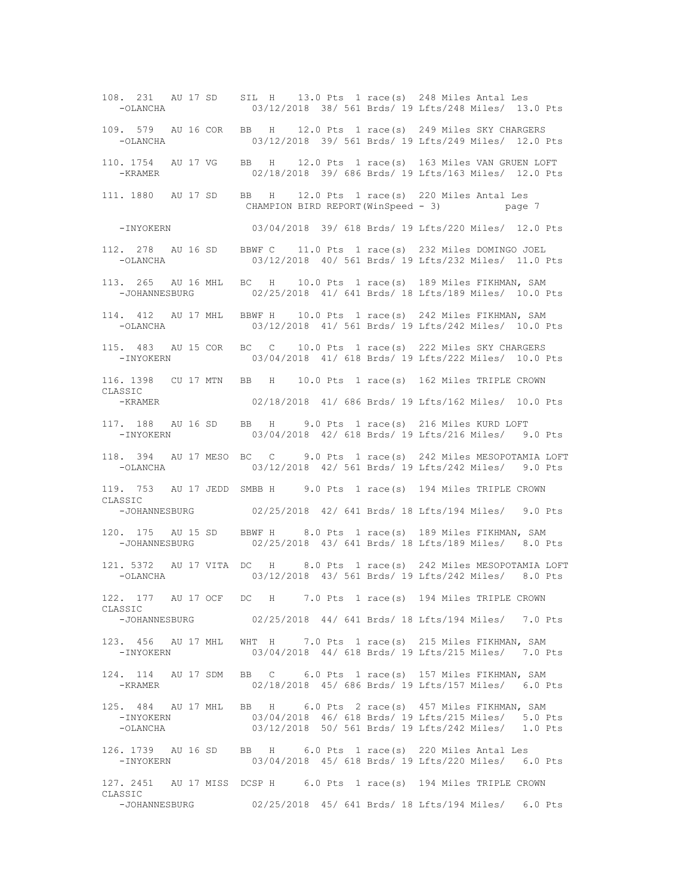```
108. 231   AU 17 SD    SIL  H    13.0 Pts  1 race(s)  248 Miles Antal Les
   -OLANCHA              03/12/2018  38/ 561 Brds/ 19 Lfts/248 Miles/  13.0 Pts

109. 579   AU 16 COR   BB   H    12.0 Pts  1 race(s)  249 Miles SKY CHARGERS
   -OLANCHA              03/12/2018  39/ 561 Brds/ 19 Lfts/249 Miles/  12.0 Pts

110. 1754  AU 17 VG    BB   H    12.0 Pts  1 race(s)  163 Miles VAN GRUEN LOFT
   -KRAMER               02/18/2018  39/ 686 Brds/ 19 Lfts/163 Miles/  12.0 Pts

111. 1880  AU 17 SD    BB   H    12.0 Pts  1 race(s)  220 Miles Antal Les
   -INYOKERN             03/04/2018  39/ 618 Brds/ 19 Lfts/220 Miles/  12.0 Pts

112. 278   AU 16 SD    BBWF C    11.0 Pts  1 race(s)  232 Miles DOMINGO JOEL
   -OLANCHA              03/12/2018  40/ 561 Brds/ 19 Lfts/232 Miles/  11.0 Pts

113. 265   AU 16 MHL   BC   H    10.0 Pts  1 race(s)  189 Miles FIKHMAN, SAM
   -JOHANNESBURG         02/25/2018  41/ 641 Brds/ 18 Lfts/189 Miles/  10.0 Pts

114. 412   AU 17 MHL   BBWF H    10.0 Pts  1 race(s)  242 Miles FIKHMAN, SAM
   -OLANCHA              03/12/2018  41/ 561 Brds/ 19 Lfts/242 Miles/  10.0 Pts

115. 483   AU 15 COR   BC   C    10.0 Pts  1 race(s)  222 Miles SKY CHARGERS
   -INYOKERN             03/04/2018  41/ 618 Brds/ 19 Lfts/222 Miles/  10.0 Pts

116. 1398  CU 17 MTN   BB   H    10.0 Pts  1 race(s)  162 Miles TRIPLE CROWN
CLASSIC
   -KRAMER               02/18/2018  41/ 686 Brds/ 19 Lfts/162 Miles/  10.0 Pts

117. 188   AU 16 SD    BB   H     9.0 Pts  1 race(s)  216 Miles KURD LOFT
   -INYOKERN             03/04/2018  42/ 618 Brds/ 19 Lfts/216 Miles/   9.0 Pts

118. 394   AU 17 MESO  BC   C     9.0 Pts  1 race(s)  242 Miles MESOPOTAMIA LOFT
   -OLANCHA              03/12/2018  42/ 561 Brds/ 19 Lfts/242 Miles/   9.0 Pts

119. 753   AU 17 JEDD  SMBB H     9.0 Pts  1 race(s)  194 Miles TRIPLE CROWN
CLASSIC
   -JOHANNESBURG         02/25/2018  42/ 641 Brds/ 18 Lfts/194 Miles/   9.0 Pts

120. 175   AU 15 SD    BBWF H     8.0 Pts  1 race(s)  189 Miles FIKHMAN, SAM
   -JOHANNESBURG         02/25/2018  43/ 641 Brds/ 18 Lfts/189 Miles/   8.0 Pts

121. 5372  AU 17 VITA  DC   H     8.0 Pts  1 race(s)  242 Miles MESOPOTAMIA LOFT
   -OLANCHA              03/12/2018  43/ 561 Brds/ 19 Lfts/242 Miles/   8.0 Pts

122. 177   AU 17 OCF   DC   H     7.0 Pts  1 race(s)  194 Miles TRIPLE CROWN
CLASSIC
   -JOHANNESBURG         02/25/2018  44/ 641 Brds/ 18 Lfts/194 Miles/   7.0 Pts

123. 456   AU 17 MHL   WHT  H     7.0 Pts  1 race(s)  215 Miles FIKHMAN, SAM
   -INYOKERN             03/04/2018  44/ 618 Brds/ 19 Lfts/215 Miles/   7.0 Pts

124. 114   AU 17 SDM   BB   C     6.0 Pts  1 race(s)  157 Miles FIKHMAN, SAM
   -KRAMER               02/18/2018  45/ 686 Brds/ 19 Lfts/157 Miles/   6.0 Pts

125. 484   AU 17 MHL   BB   H     6.0 Pts  2 race(s)  457 Miles FIKHMAN, SAM
   -INYOKERN             03/04/2018  46/ 618 Brds/ 19 Lfts/215 Miles/   5.0 Pts
   -OLANCHA              03/12/2018  50/ 561 Brds/ 19 Lfts/242 Miles/   1.0 Pts

126. 1739  AU 16 SD    BB   H     6.0 Pts  1 race(s)  220 Miles Antal Les
   -INYOKERN             03/04/2018  45/ 618 Brds/ 19 Lfts/220 Miles/   6.0 Pts

127. 2451  AU 17 MISS  DCSP H     6.0 Pts  1 race(s)  194 Miles TRIPLE CROWN
CLASSIC
   -JOHANNESBURG         02/25/2018  45/ 641 Brds/ 18 Lfts/194 Miles/   6.0 Pts
```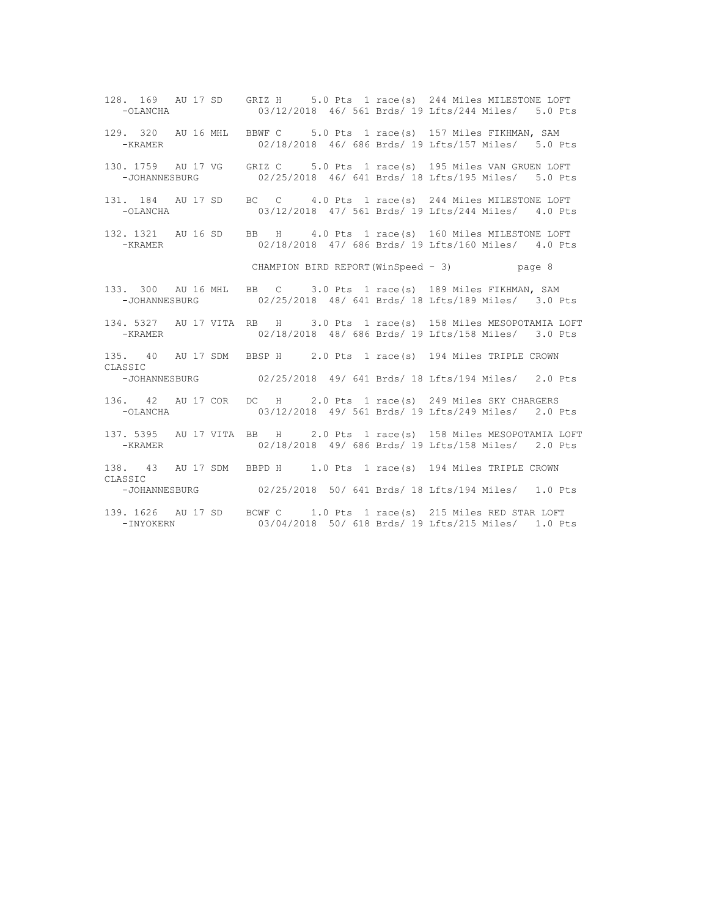128. 169 AU 17 SD GRIZ H 5.0 Pts 1 race(s) 244 Miles MILESTONE LOFT
-OLANCHA 03/12/2018 46/ 561 Brds/ 19 Lfts/244 Miles/ 5.0 Pts

129. 320 AU 16 MHL BBWF C 5.0 Pts 1 race(s) 157 Miles FIKHMAN, SAM
-KRAMER 02/18/2018 46/ 686 Brds/ 19 Lfts/157 Miles/ 5.0 Pts

130. 1759 AU 17 VG GRIZ C 5.0 Pts 1 race(s) 195 Miles VAN GRUEN LOFT
-JOHANNESBURG 02/25/2018 46/ 641 Brds/ 18 Lfts/195 Miles/ 5.0 Pts

131. 184 AU 17 SD BC C 4.0 Pts 1 race(s) 244 Miles MILESTONE LOFT
-OLANCHA 03/12/2018 47/ 561 Brds/ 19 Lfts/244 Miles/ 4.0 Pts

132. 1321 AU 16 SD BB H 4.0 Pts 1 race(s) 160 Miles MILESTONE LOFT
-KRAMER 02/18/2018 47/ 686 Brds/ 19 Lfts/160 Miles/ 4.0 Pts

CHAMPION BIRD REPORT(WinSpeed - 3)

133. 300 AU 16 MHL BB C 3.0 Pts 1 race(s) 189 Miles FIKHMAN, SAM
-JOHANNESBURG 02/25/2018 48/ 641 Brds/ 18 Lfts/189 Miles/ 3.0 Pts

134. 5327 AU 17 VITA RB H 3.0 Pts 1 race(s) 158 Miles MESOPOTAMIA LOFT
-KRAMER 02/18/2018 48/ 686 Brds/ 19 Lfts/158 Miles/ 3.0 Pts

135. 40 AU 17 SDM BBSP H 2.0 Pts 1 race(s) 194 Miles TRIPLE CROWN CLASSIC
-JOHANNESBURG 02/25/2018 49/ 641 Brds/ 18 Lfts/194 Miles/ 2.0 Pts

136. 42 AU 17 COR DC H 2.0 Pts 1 race(s) 249 Miles SKY CHARGERS
-OLANCHA 03/12/2018 49/ 561 Brds/ 19 Lfts/249 Miles/ 2.0 Pts

137. 5395 AU 17 VITA BB H 2.0 Pts 1 race(s) 158 Miles MESOPOTAMIA LOFT
-KRAMER 02/18/2018 49/ 686 Brds/ 19 Lfts/158 Miles/ 2.0 Pts

138. 43 AU 17 SDM BBPD H 1.0 Pts 1 race(s) 194 Miles TRIPLE CROWN CLASSIC
-JOHANNESBURG 02/25/2018 50/ 641 Brds/ 18 Lfts/194 Miles/ 1.0 Pts

139. 1626 AU 17 SD BCWF C 1.0 Pts 1 race(s) 215 Miles RED STAR LOFT
-INYOKERN 03/04/2018 50/ 618 Brds/ 19 Lfts/215 Miles/ 1.0 Pts